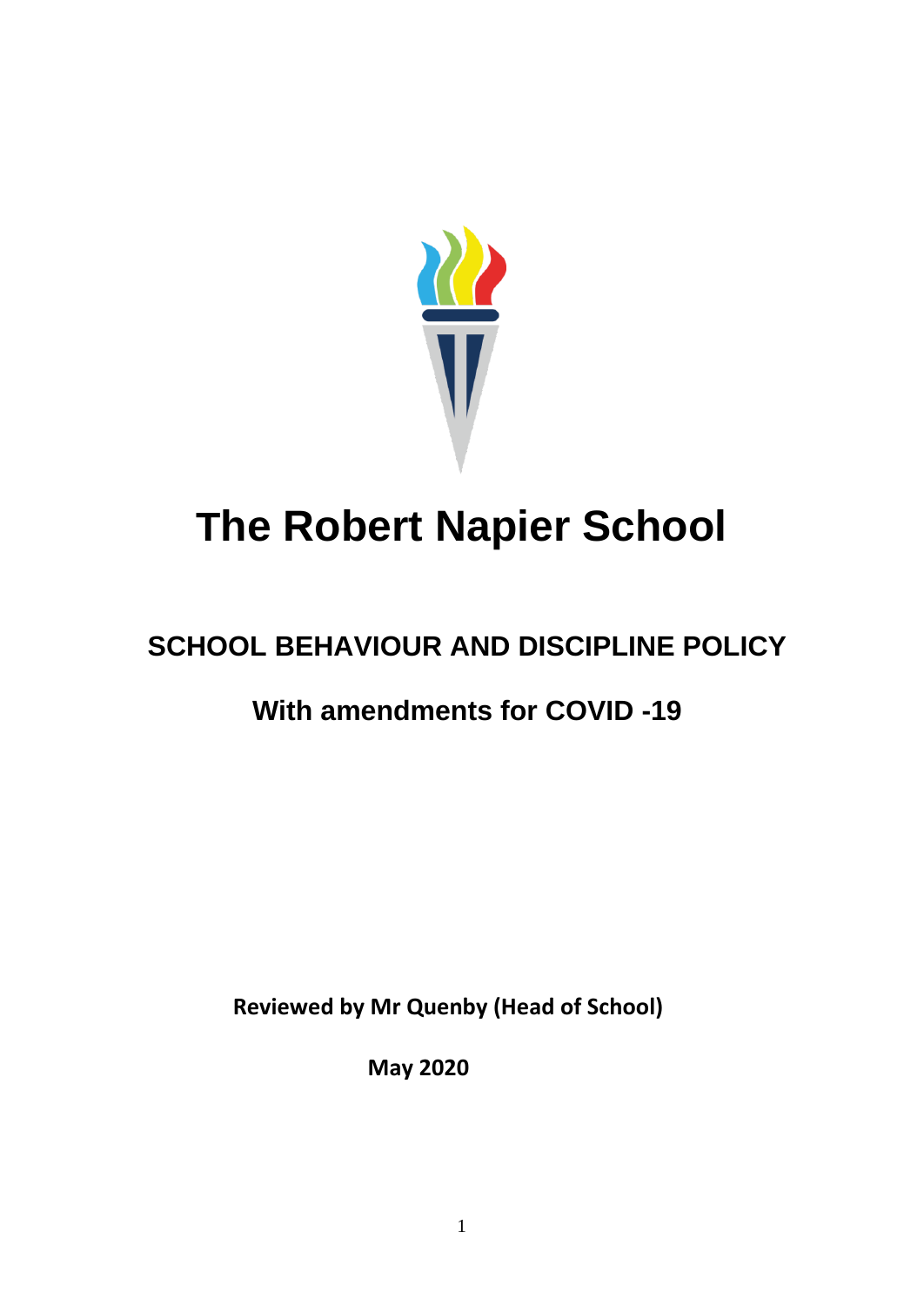# The Robert Napier School

## SCHOOL BEHAVIOUR AND DISCIPLINE POLICY

## With amendments for COVID -19

**Reviewed by Mr Quenby (Head of School)**

**May 2020**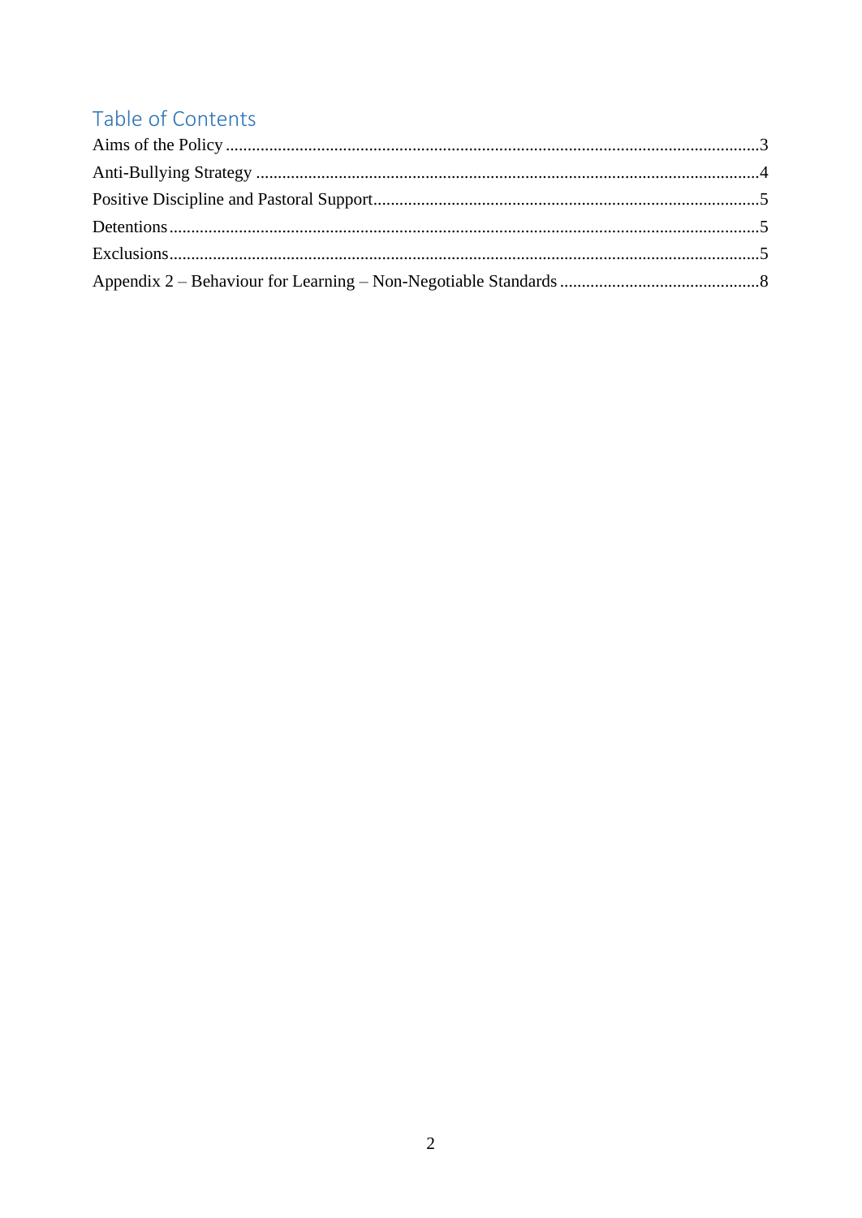## Table of Contents

Aims of the Policy .......... 3

Anti-Bullying Strategy .......... 4

Positive Discipline and Pastoral Support .......... 5

Detentions .......... 5

Exclusions .......... 5

Appendix 2 – Behaviour for Learning – Non-Negotiable Standards .......... 8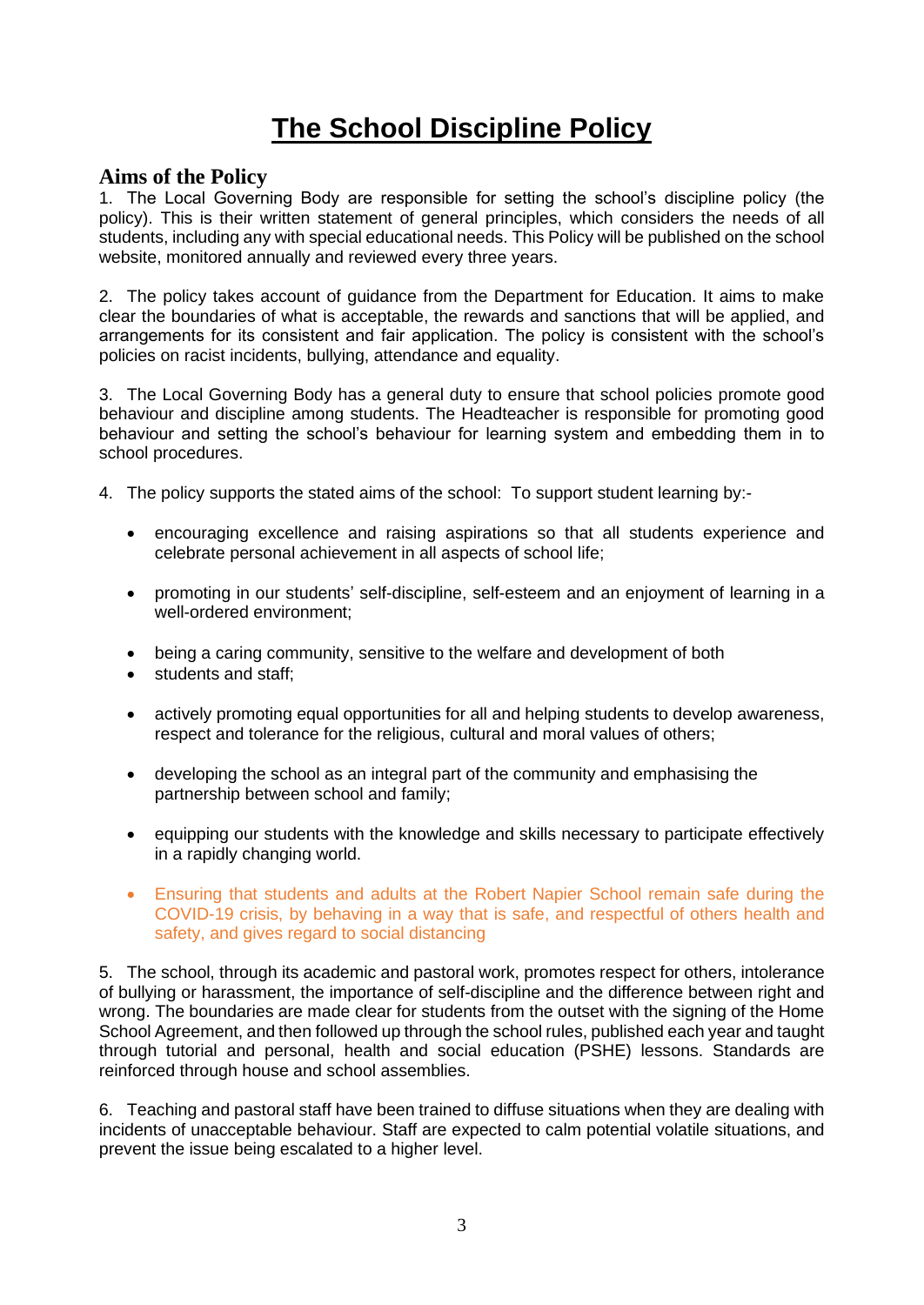# The School Discipline Policy

## Aims of the Policy

1. The Local Governing Body are responsible for setting the school's discipline policy (the policy). This is their written statement of general principles, which considers the needs of all students, including any with special educational needs. This Policy will be published on the school website, monitored annually and reviewed every three years.

2. The policy takes account of guidance from the Department for Education. It aims to make clear the boundaries of what is acceptable, the rewards and sanctions that will be applied, and arrangements for its consistent and fair application. The policy is consistent with the school's policies on racist incidents, bullying, attendance and equality.

3. The Local Governing Body has a general duty to ensure that school policies promote good behaviour and discipline among students. The Headteacher is responsible for promoting good behaviour and setting the school's behaviour for learning system and embedding them in to school procedures.

4. The policy supports the stated aims of the school: To support student learning by:-

- encouraging excellence and raising aspirations so that all students experience and celebrate personal achievement in all aspects of school life;
- promoting in our students' self-discipline, self-esteem and an enjoyment of learning in a well-ordered environment;
- being a caring community, sensitive to the welfare and development of both
- students and staff;
- actively promoting equal opportunities for all and helping students to develop awareness, respect and tolerance for the religious, cultural and moral values of others;
- developing the school as an integral part of the community and emphasising the partnership between school and family;
- equipping our students with the knowledge and skills necessary to participate effectively in a rapidly changing world.
- Ensuring that students and adults at the Robert Napier School remain safe during the COVID-19 crisis, by behaving in a way that is safe, and respectful of others health and safety, and gives regard to social distancing

5. The school, through its academic and pastoral work, promotes respect for others, intolerance of bullying or harassment, the importance of self-discipline and the difference between right and wrong. The boundaries are made clear for students from the outset with the signing of the Home School Agreement, and then followed up through the school rules, published each year and taught through tutorial and personal, health and social education (PSHE) lessons. Standards are reinforced through house and school assemblies.

6. Teaching and pastoral staff have been trained to diffuse situations when they are dealing with incidents of unacceptable behaviour. Staff are expected to calm potential volatile situations, and prevent the issue being escalated to a higher level.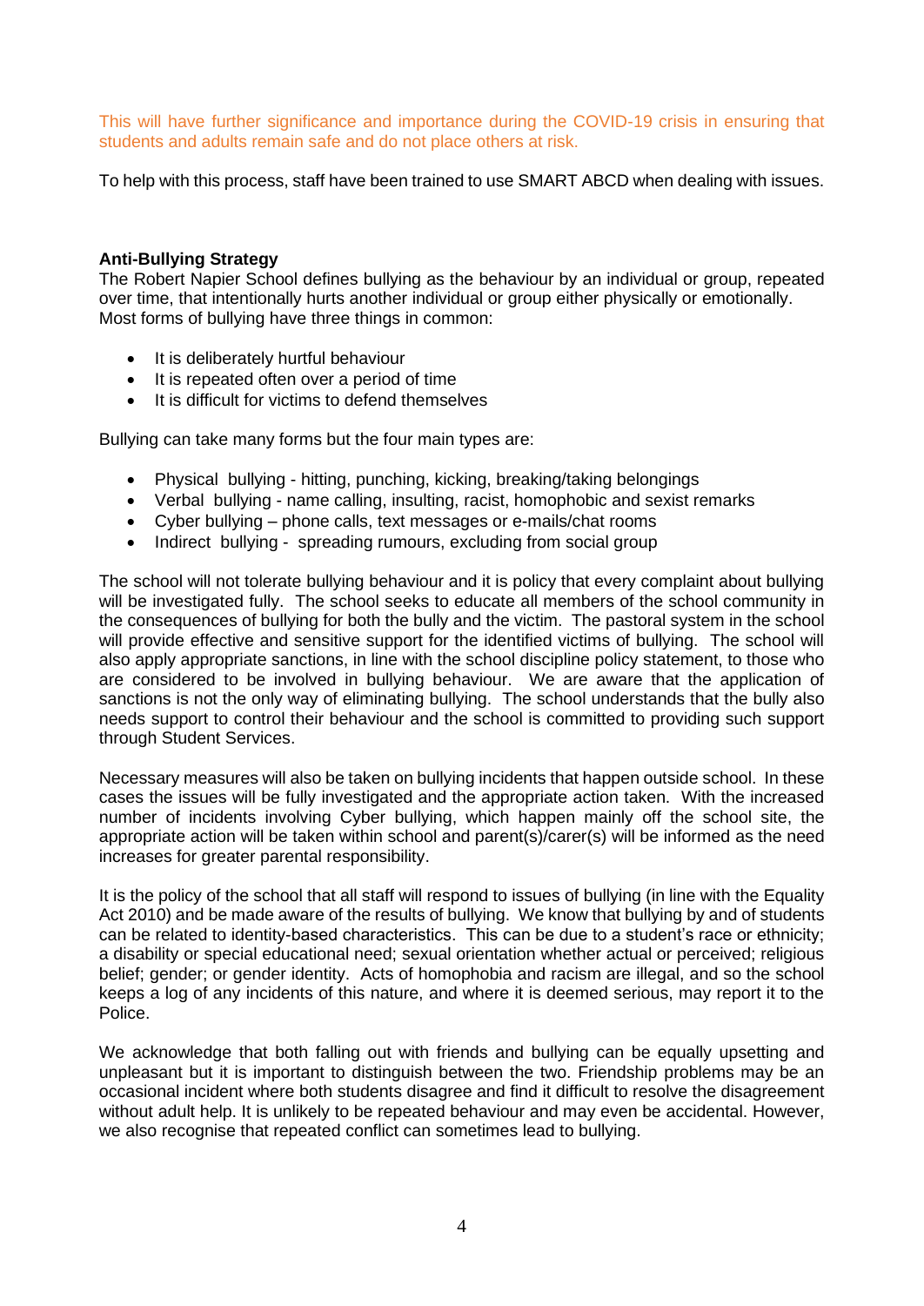This will have further significance and importance during the COVID-19 crisis in ensuring that students and adults remain safe and do not place others at risk.

To help with this process, staff have been trained to use SMART ABCD when dealing with issues.

**Anti-Bullying Strategy**

The Robert Napier School defines bullying as the behaviour by an individual or group, repeated over time, that intentionally hurts another individual or group either physically or emotionally. Most forms of bullying have three things in common:

- It is deliberately hurtful behaviour
- It is repeated often over a period of time
- It is difficult for victims to defend themselves

Bullying can take many forms but the four main types are:

- Physical bullying - hitting, punching, kicking, breaking/taking belongings
- Verbal bullying - name calling, insulting, racist, homophobic and sexist remarks
- Cyber bullying – phone calls, text messages or e-mails/chat rooms
- Indirect bullying - spreading rumours, excluding from social group

The school will not tolerate bullying behaviour and it is policy that every complaint about bullying will be investigated fully. The school seeks to educate all members of the school community in the consequences of bullying for both the bully and the victim. The pastoral system in the school will provide effective and sensitive support for the identified victims of bullying. The school will also apply appropriate sanctions, in line with the school discipline policy statement, to those who are considered to be involved in bullying behaviour. We are aware that the application of sanctions is not the only way of eliminating bullying. The school understands that the bully also needs support to control their behaviour and the school is committed to providing such support through Student Services.

Necessary measures will also be taken on bullying incidents that happen outside school. In these cases the issues will be fully investigated and the appropriate action taken. With the increased number of incidents involving Cyber bullying, which happen mainly off the school site, the appropriate action will be taken within school and parent(s)/carer(s) will be informed as the need increases for greater parental responsibility.

It is the policy of the school that all staff will respond to issues of bullying (in line with the Equality Act 2010) and be made aware of the results of bullying. We know that bullying by and of students can be related to identity-based characteristics. This can be due to a student's race or ethnicity; a disability or special educational need; sexual orientation whether actual or perceived; religious belief; gender; or gender identity. Acts of homophobia and racism are illegal, and so the school keeps a log of any incidents of this nature, and where it is deemed serious, may report it to the Police.

We acknowledge that both falling out with friends and bullying can be equally upsetting and unpleasant but it is important to distinguish between the two. Friendship problems may be an occasional incident where both students disagree and find it difficult to resolve the disagreement without adult help. It is unlikely to be repeated behaviour and may even be accidental. However, we also recognise that repeated conflict can sometimes lead to bullying.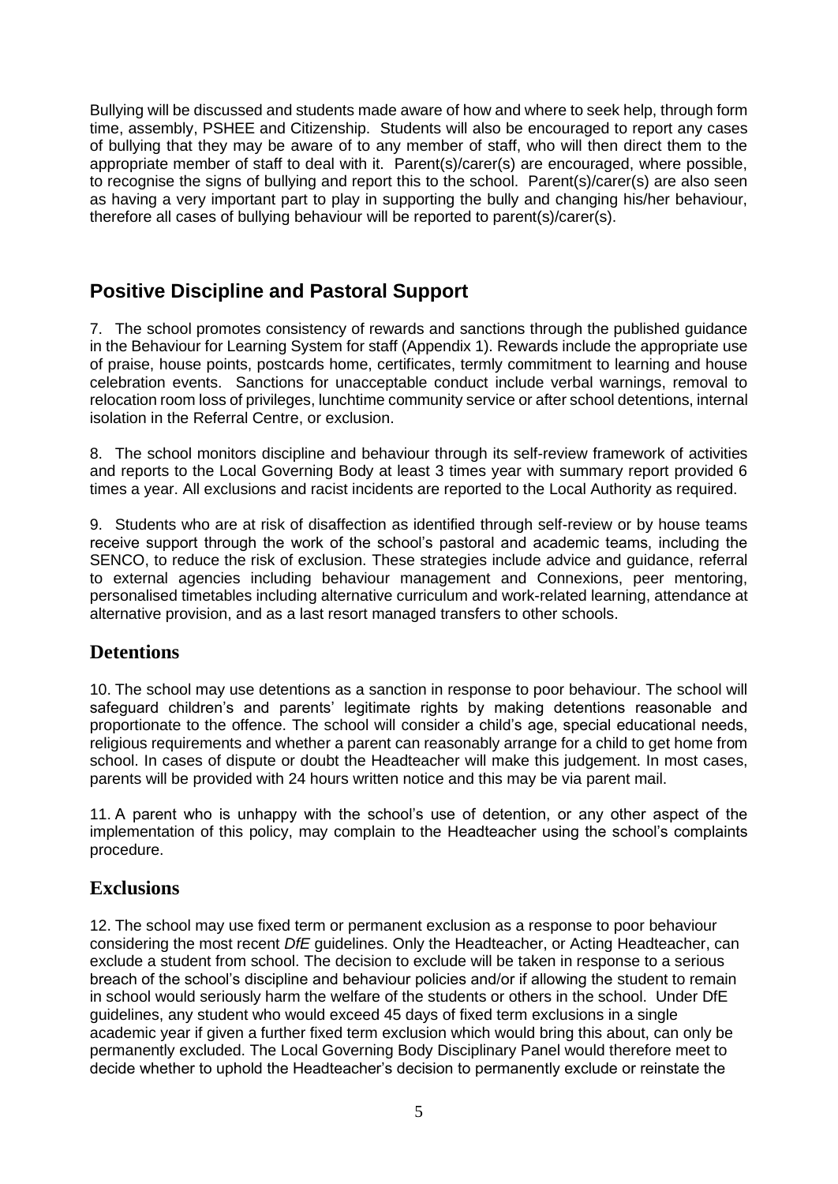Bullying will be discussed and students made aware of how and where to seek help, through form time, assembly, PSHEE and Citizenship. Students will also be encouraged to report any cases of bullying that they may be aware of to any member of staff, who will then direct them to the appropriate member of staff to deal with it. Parent(s)/carer(s) are encouraged, where possible, to recognise the signs of bullying and report this to the school. Parent(s)/carer(s) are also seen as having a very important part to play in supporting the bully and changing his/her behaviour, therefore all cases of bullying behaviour will be reported to parent(s)/carer(s).

## Positive Discipline and Pastoral Support

7. The school promotes consistency of rewards and sanctions through the published guidance in the Behaviour for Learning System for staff (Appendix 1). Rewards include the appropriate use of praise, house points, postcards home, certificates, termly commitment to learning and house celebration events. Sanctions for unacceptable conduct include verbal warnings, removal to relocation room loss of privileges, lunchtime community service or after school detentions, internal isolation in the Referral Centre, or exclusion.

8. The school monitors discipline and behaviour through its self-review framework of activities and reports to the Local Governing Body at least 3 times year with summary report provided 6 times a year. All exclusions and racist incidents are reported to the Local Authority as required.

9. Students who are at risk of disaffection as identified through self-review or by house teams receive support through the work of the school's pastoral and academic teams, including the SENCO, to reduce the risk of exclusion. These strategies include advice and guidance, referral to external agencies including behaviour management and Connexions, peer mentoring, personalised timetables including alternative curriculum and work-related learning, attendance at alternative provision, and as a last resort managed transfers to other schools.

## Detentions

10. The school may use detentions as a sanction in response to poor behaviour. The school will safeguard children's and parents' legitimate rights by making detentions reasonable and proportionate to the offence. The school will consider a child's age, special educational needs, religious requirements and whether a parent can reasonably arrange for a child to get home from school. In cases of dispute or doubt the Headteacher will make this judgement. In most cases, parents will be provided with 24 hours written notice and this may be via parent mail.

11. A parent who is unhappy with the school's use of detention, or any other aspect of the implementation of this policy, may complain to the Headteacher using the school's complaints procedure.

## Exclusions

12. The school may use fixed term or permanent exclusion as a response to poor behaviour considering the most recent *DfE* guidelines. Only the Headteacher, or Acting Headteacher, can exclude a student from school. The decision to exclude will be taken in response to a serious breach of the school's discipline and behaviour policies and/or if allowing the student to remain in school would seriously harm the welfare of the students or others in the school. Under DfE guidelines, any student who would exceed 45 days of fixed term exclusions in a single academic year if given a further fixed term exclusion which would bring this about, can only be permanently excluded. The Local Governing Body Disciplinary Panel would therefore meet to decide whether to uphold the Headteacher's decision to permanently exclude or reinstate the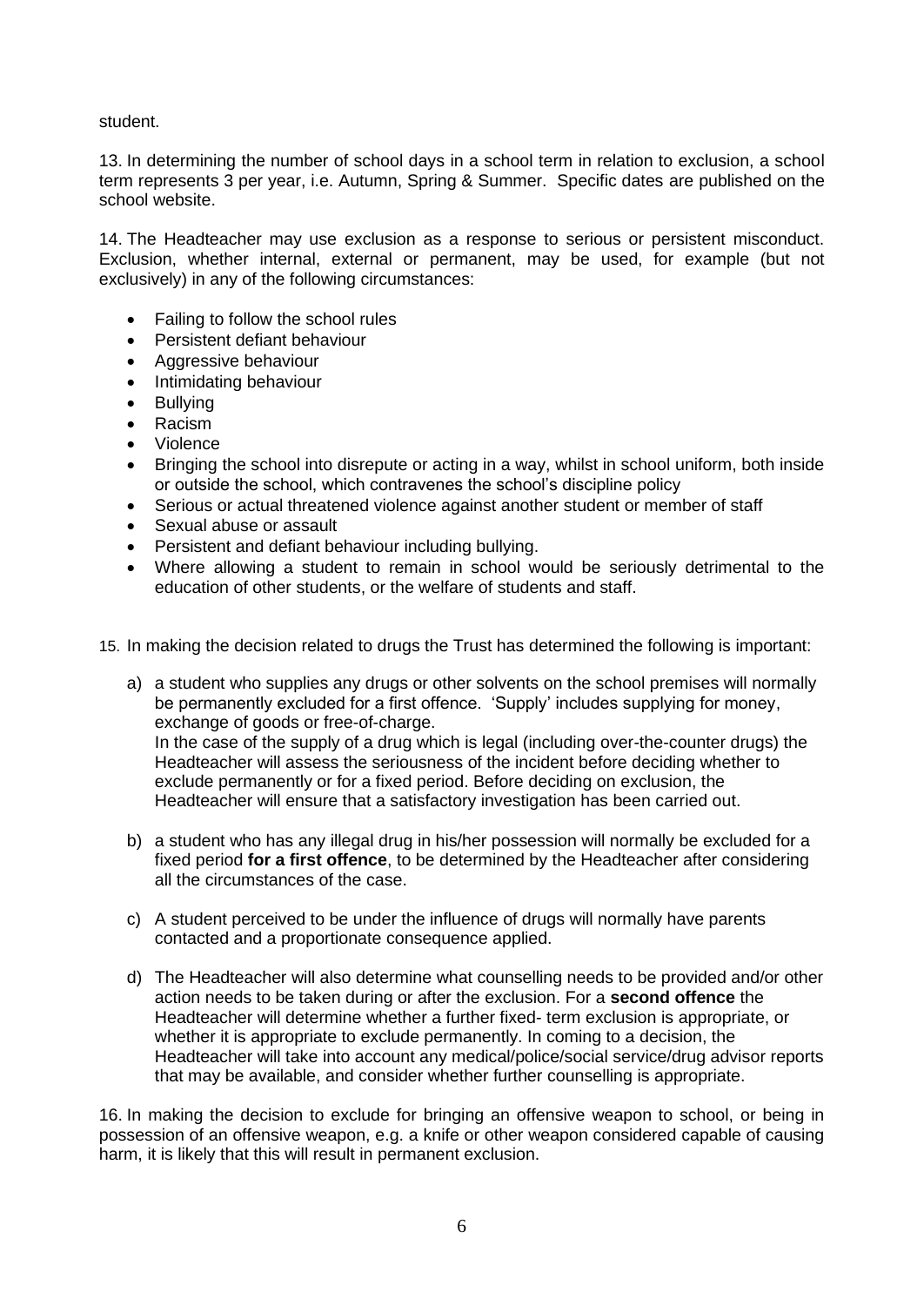student.

13. In determining the number of school days in a school term in relation to exclusion, a school term represents 3 per year, i.e. Autumn, Spring & Summer. Specific dates are published on the school website.

14. The Headteacher may use exclusion as a response to serious or persistent misconduct. Exclusion, whether internal, external or permanent, may be used, for example (but not exclusively) in any of the following circumstances:

- Failing to follow the school rules
- Persistent defiant behaviour
- Aggressive behaviour
- Intimidating behaviour
- Bullying
- Racism
- Violence
- Bringing the school into disrepute or acting in a way, whilst in school uniform, both inside or outside the school, which contravenes the school's discipline policy
- Serious or actual threatened violence against another student or member of staff
- Sexual abuse or assault
- Persistent and defiant behaviour including bullying.
- Where allowing a student to remain in school would be seriously detrimental to the education of other students, or the welfare of students and staff.

15. In making the decision related to drugs the Trust has determined the following is important:

a) a student who supplies any drugs or other solvents on the school premises will normally be permanently excluded for a first offence. 'Supply' includes supplying for money, exchange of goods or free-of-charge.
   In the case of the supply of a drug which is legal (including over-the-counter drugs) the Headteacher will assess the seriousness of the incident before deciding whether to exclude permanently or for a fixed period. Before deciding on exclusion, the Headteacher will ensure that a satisfactory investigation has been carried out.

b) a student who has any illegal drug in his/her possession will normally be excluded for a fixed period **for a first offence**, to be determined by the Headteacher after considering all the circumstances of the case.

c) A student perceived to be under the influence of drugs will normally have parents contacted and a proportionate consequence applied.

d) The Headteacher will also determine what counselling needs to be provided and/or other action needs to be taken during or after the exclusion. For a **second offence** the Headteacher will determine whether a further fixed- term exclusion is appropriate, or whether it is appropriate to exclude permanently. In coming to a decision, the Headteacher will take into account any medical/police/social service/drug advisor reports that may be available, and consider whether further counselling is appropriate.

16. In making the decision to exclude for bringing an offensive weapon to school, or being in possession of an offensive weapon, e.g. a knife or other weapon considered capable of causing harm, it is likely that this will result in permanent exclusion.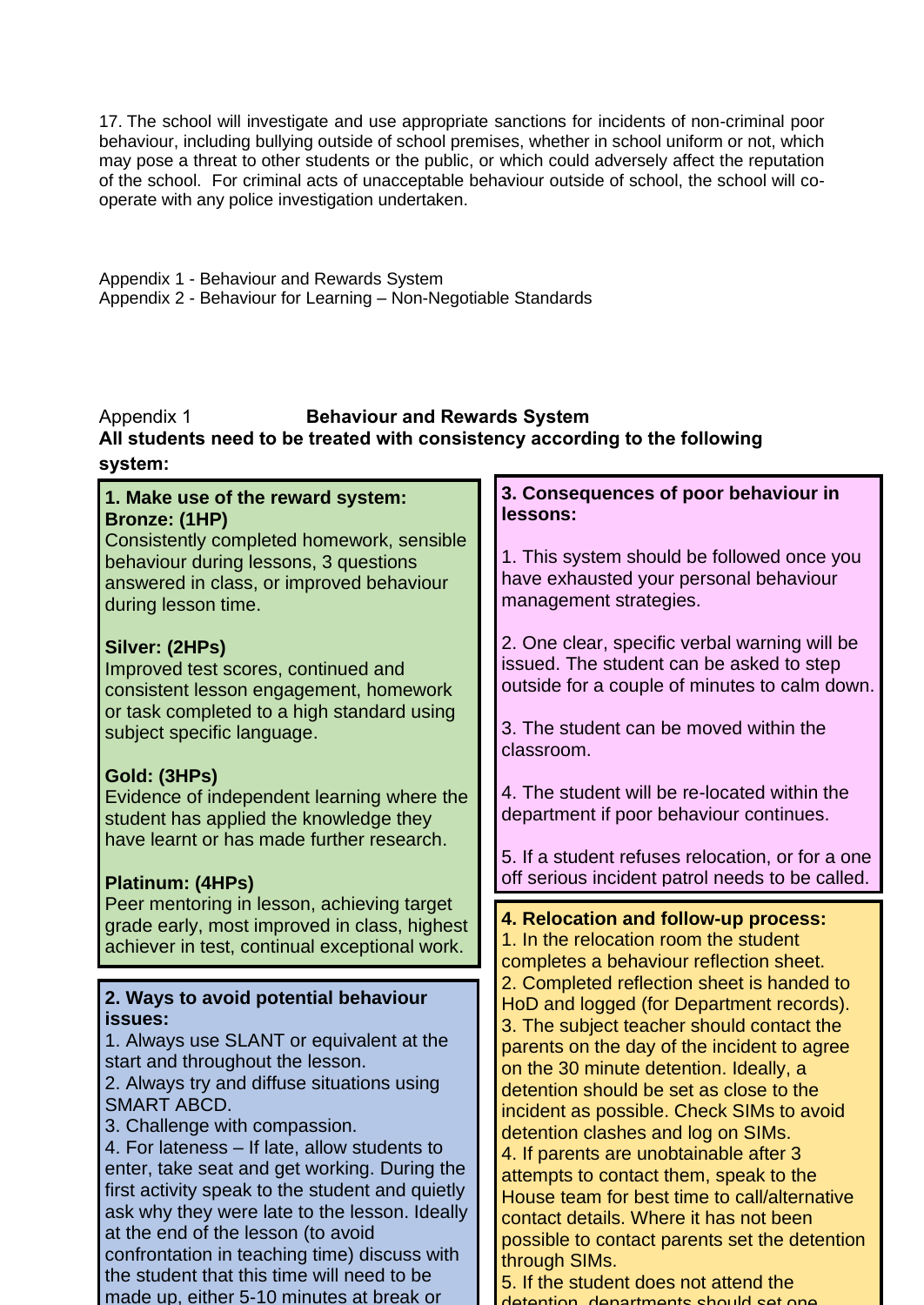17. The school will investigate and use appropriate sanctions for incidents of non-criminal poor behaviour, including bullying outside of school premises, whether in school uniform or not, which may pose a threat to other students or the public, or which could adversely affect the reputation of the school. For criminal acts of unacceptable behaviour outside of school, the school will co-operate with any police investigation undertaken.

Appendix 1 - Behaviour and Rewards System
Appendix 2 - Behaviour for Learning – Non-Negotiable Standards

Appendix 1 **Behaviour and Rewards System**

**All students need to be treated with consistency according to the following system:**

**1. Make use of the reward system:**

**Bronze: (1HP)**
Consistently completed homework, sensible behaviour during lessons, 3 questions answered in class, or improved behaviour during lesson time.

**Silver: (2HPs)**
Improved test scores, continued and consistent lesson engagement, homework or task completed to a high standard using subject specific language.

**Gold: (3HPs)**
Evidence of independent learning where the student has applied the knowledge they have learnt or has made further research.

**Platinum: (4HPs)**
Peer mentoring in lesson, achieving target grade early, most improved in class, highest achiever in test, continual exceptional work.

**2. Ways to avoid potential behaviour issues:**
1. Always use SLANT or equivalent at the start and throughout the lesson.
2. Always try and diffuse situations using SMART ABCD.
3. Challenge with compassion.
4. For lateness – If late, allow students to enter, take seat and get working. During the first activity speak to the student and quietly ask why they were late to the lesson. Ideally at the end of the lesson (to avoid confrontation in teaching time) discuss with the student that this time will need to be made up, either 5-10 minutes at break or

**3. Consequences of poor behaviour in lessons:**

1. This system should be followed once you have exhausted your personal behaviour management strategies.

2. One clear, specific verbal warning will be issued. The student can be asked to step outside for a couple of minutes to calm down.

3. The student can be moved within the classroom.

4. The student will be re-located within the department if poor behaviour continues.

5. If a student refuses relocation, or for a one off serious incident patrol needs to be called.

**4. Relocation and follow-up process:**
1. In the relocation room the student completes a behaviour reflection sheet.
2. Completed reflection sheet is handed to HoD and logged (for Department records).
3. The subject teacher should contact the parents on the day of the incident to agree on the 30 minute detention. Ideally, a detention should be set as close to the incident as possible. Check SIMs to avoid detention clashes and log on SIMs.
4. If parents are unobtainable after 3 attempts to contact them, speak to the House team for best time to call/alternative contact details. Where it has not been possible to contact parents set the detention through SIMs.
5. If the student does not attend the detention, departments should set one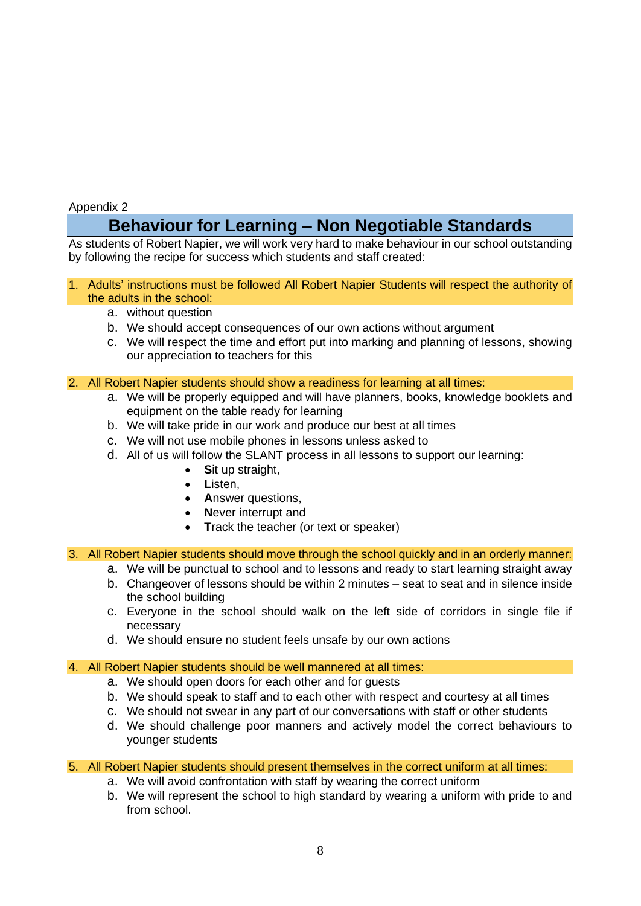Appendix 2

# Behaviour for Learning – Non Negotiable Standards

As students of Robert Napier, we will work very hard to make behaviour in our school outstanding by following the recipe for success which students and staff created:

1. Adults' instructions must be followed All Robert Napier Students will respect the authority of the adults in the school:
   a. without question
   b. We should accept consequences of our own actions without argument
   c. We will respect the time and effort put into marking and planning of lessons, showing our appreciation to teachers for this

2. All Robert Napier students should show a readiness for learning at all times:
   a. We will be properly equipped and will have planners, books, knowledge booklets and equipment on the table ready for learning
   b. We will take pride in our work and produce our best at all times
   c. We will not use mobile phones in lessons unless asked to
   d. All of us will follow the SLANT process in all lessons to support our learning:
      - **S**it up straight,
      - **L**isten,
      - **A**nswer questions,
      - **N**ever interrupt and
      - **T**rack the teacher (or text or speaker)

3. All Robert Napier students should move through the school quickly and in an orderly manner:
   a. We will be punctual to school and to lessons and ready to start learning straight away
   b. Changeover of lessons should be within 2 minutes – seat to seat and in silence inside the school building
   c. Everyone in the school should walk on the left side of corridors in single file if necessary
   d. We should ensure no student feels unsafe by our own actions

4. All Robert Napier students should be well mannered at all times:
   a. We should open doors for each other and for guests
   b. We should speak to staff and to each other with respect and courtesy at all times
   c. We should not swear in any part of our conversations with staff or other students
   d. We should challenge poor manners and actively model the correct behaviours to younger students

5. All Robert Napier students should present themselves in the correct uniform at all times:
   a. We will avoid confrontation with staff by wearing the correct uniform
   b. We will represent the school to high standard by wearing a uniform with pride to and from school.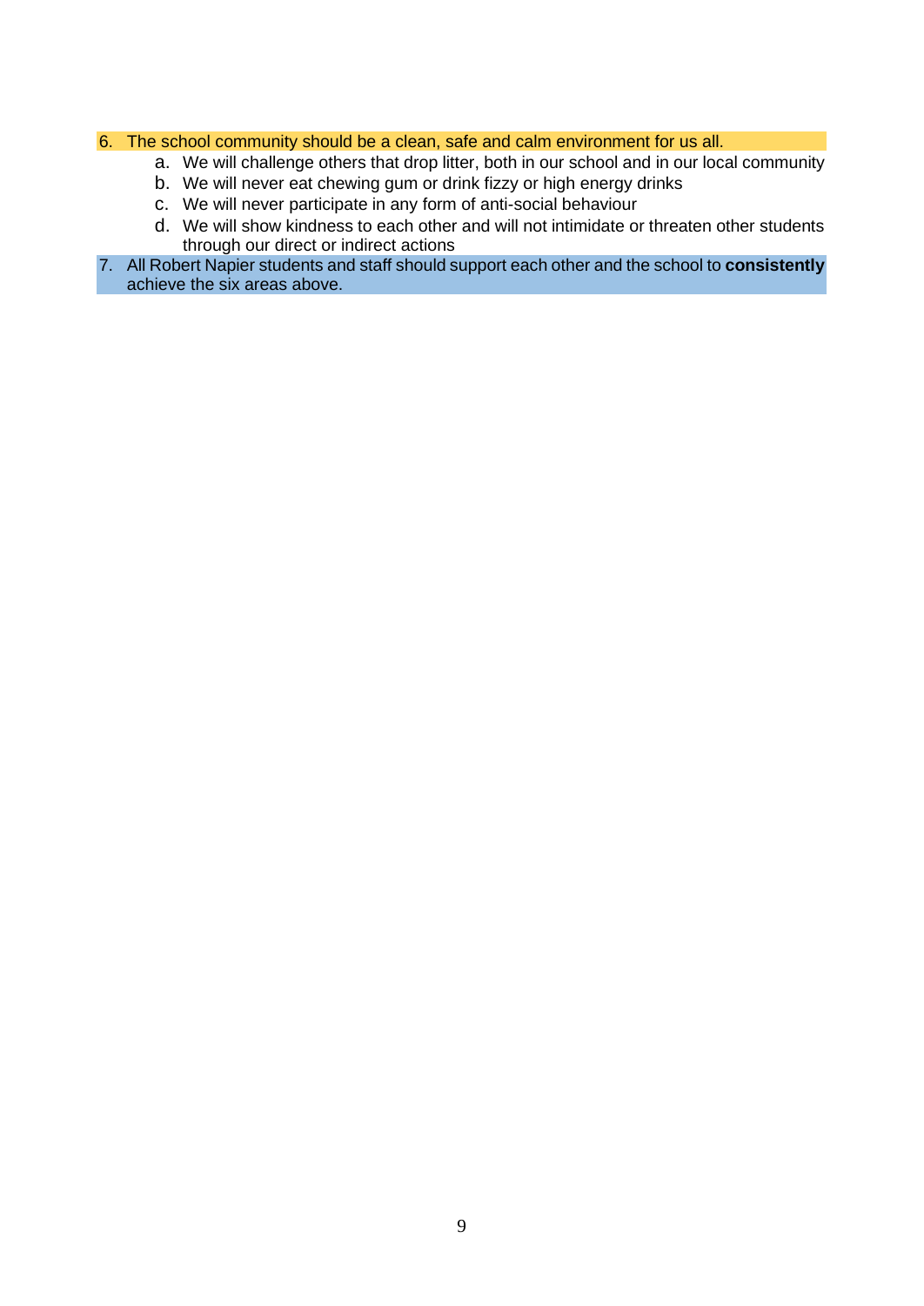6. The school community should be a clean, safe and calm environment for us all.
    a. We will challenge others that drop litter, both in our school and in our local community
    b. We will never eat chewing gum or drink fizzy or high energy drinks
    c. We will never participate in any form of anti-social behaviour
    d. We will show kindness to each other and will not intimidate or threaten other students through our direct or indirect actions
7. All Robert Napier students and staff should support each other and the school to **consistently** achieve the six areas above.